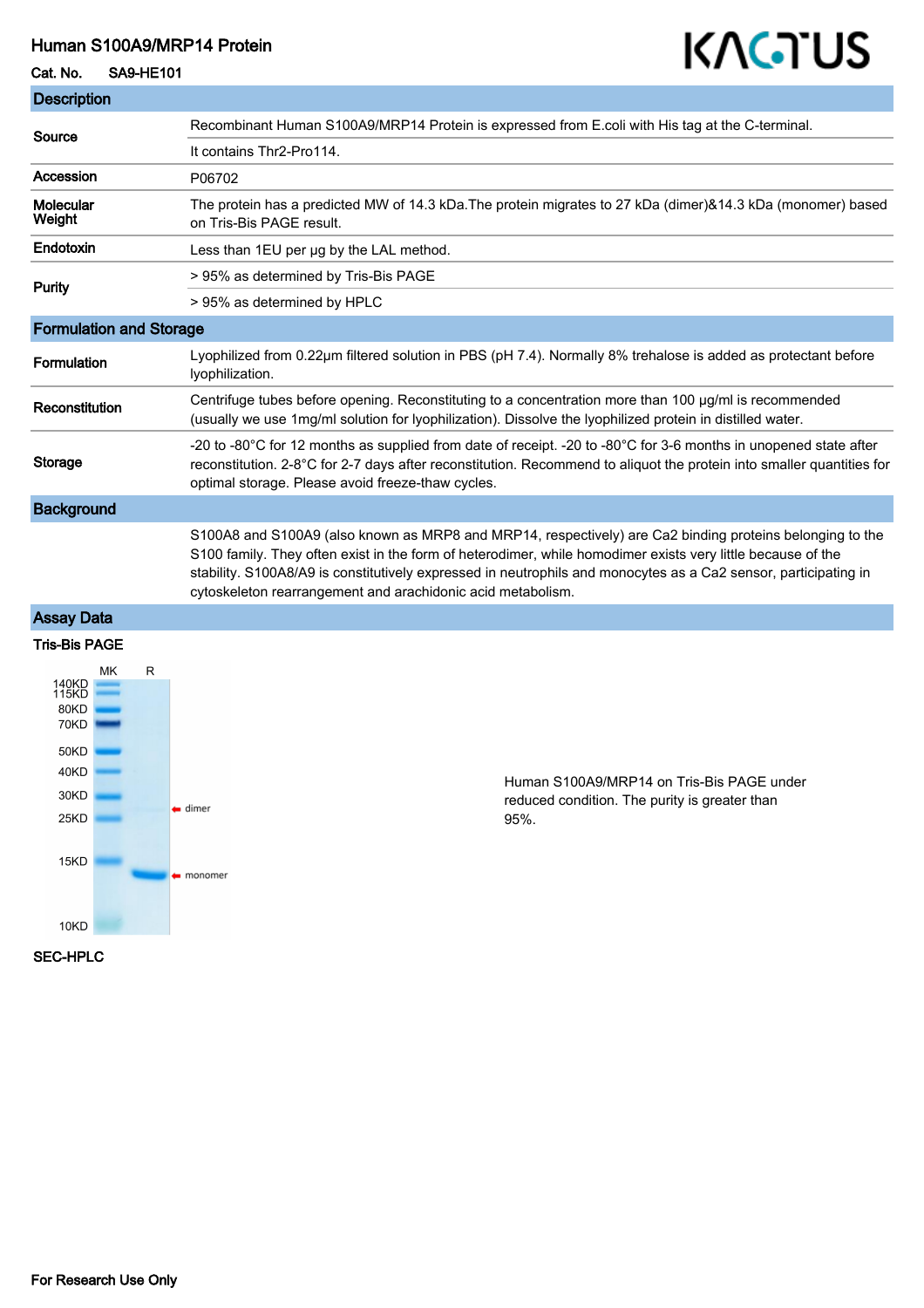# Human S100A9/MRP14 Protein

**Cat. No.** SA9-HE101

## Description

| | |
|---|---|
| **Source** | Recombinant Human S100A9/MRP14 Protein is expressed from E.coli with His tag at the C-terminal. |
| | It contains Thr2-Pro114. |
| **Accession** | P06702 |
| **Molecular Weight** | The protein has a predicted MW of 14.3 kDa.The protein migrates to 27 kDa (dimer)&14.3 kDa (monomer) based on Tris-Bis PAGE result. |
| **Endotoxin** | Less than 1EU per μg by the LAL method. |
| **Purity** | > 95% as determined by Tris-Bis PAGE |
| | > 95% as determined by HPLC |

## Formulation and Storage

| | |
|---|---|
| **Formulation** | Lyophilized from 0.22μm filtered solution in PBS (pH 7.4). Normally 8% trehalose is added as protectant before lyophilization. |
| **Reconstitution** | Centrifuge tubes before opening. Reconstituting to a concentration more than 100 μg/ml is recommended (usually we use 1mg/ml solution for lyophilization). Dissolve the lyophilized protein in distilled water. |
| **Storage** | -20 to -80°C for 12 months as supplied from date of receipt. -20 to -80°C for 3-6 months in unopened state after reconstitution. 2-8°C for 2-7 days after reconstitution. Recommend to aliquot the protein into smaller quantities for optimal storage. Please avoid freeze-thaw cycles. |

## Background

S100A8 and S100A9 (also known as MRP8 and MRP14, respectively) are Ca2 binding proteins belonging to the S100 family. They often exist in the form of heterodimer, while homodimer exists very little because of the stability. S100A8/A9 is constitutively expressed in neutrophils and monocytes as a Ca2 sensor, participating in cytoskeleton rearrangement and arachidonic acid metabolism.

## Assay Data

### Tris-Bis PAGE

Human S100A9/MRP14 on Tris-Bis PAGE under reduced condition. The purity is greater than 95%.

### SEC-HPLC

For Research Use Only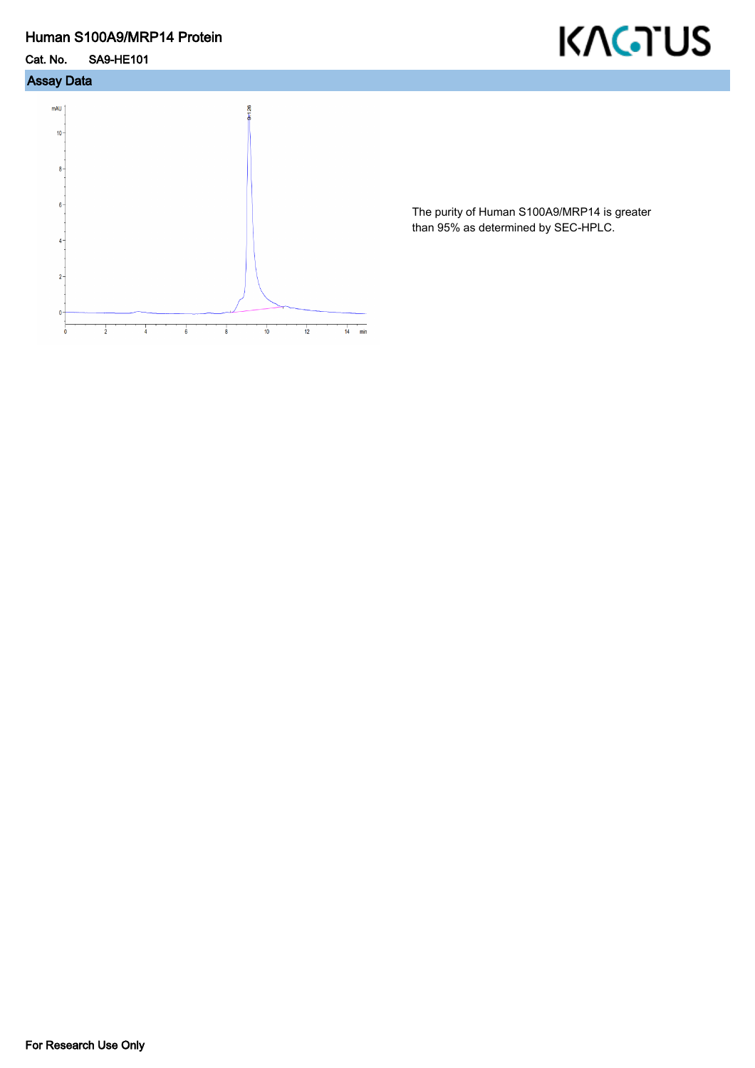Human S100A9/MRP14 Protein

Cat. No. SA9-HE101

## Assay Data

mAU

10

8

6

4

2

0

0 2 4 6 8 10 12 14 min

9.126

The purity of Human S100A9/MRP14 is greater than 95% as determined by SEC-HPLC.

For Research Use Only